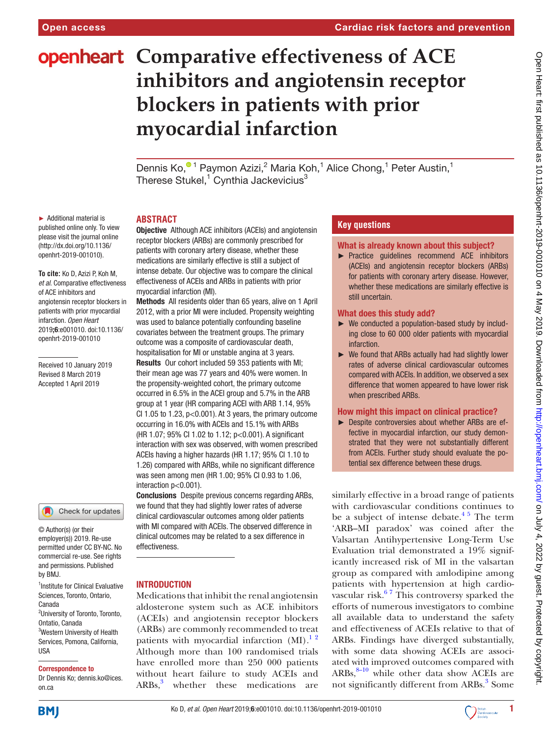# Comparative effectiveness of ACE inhibitors and angiotensin receptor blockers in patients with prior myocardial infarction

Dennis Ko,[1] Paymon Azizi,[2] Maria Koh,[1] Alice Chong,[1] Peter Austin,[1] Therese Stukel,[1] Cynthia Jackevicius[3]

► Additional material is published online only. To view please visit the journal online (http://dx.doi.org/10.1136/openhrt-2019-001010).

**To cite:** Ko D, Azizi P, Koh M, *et al*. Comparative effectiveness of ACE inhibitors and angiotensin receptor blockers in patients with prior myocardial infarction. *Open Heart* 2019;**6**:e001010. doi:10.1136/openhrt-2019-001010

Received 10 January 2019
Revised 8 March 2019
Accepted 1 April 2019

© Author(s) (or their employer(s)) 2019. Re-use permitted under CC BY-NC. No commercial re-use. See rights and permissions. Published by BMJ.

[1]Institute for Clinical Evaluative Sciences, Toronto, Ontario, Canada
[2]University of Toronto, Toronto, Ontatio, Canada
[3]Western University of Health Services, Pomona, California, USA

**Correspondence to**
Dr Dennis Ko; dennis.ko@ices.on.ca

## ABSTRACT

**Objective** Although ACE inhibitors (ACEIs) and angiotensin receptor blockers (ARBs) are commonly prescribed for patients with coronary artery disease, whether these medications are similarly effective is still a subject of intense debate. Our objective was to compare the clinical effectiveness of ACEIs and ARBs in patients with prior myocardial infarction (MI).

**Methods** All residents older than 65 years, alive on 1 April 2012, with a prior MI were included. Propensity weighting was used to balance potentially confounding baseline covariates between the treatment groups. The primary outcome was a composite of cardiovascular death, hospitalisation for MI or unstable angina at 3 years.

**Results** Our cohort included 59 353 patients with MI; their mean age was 77 years and 40% were women. In the propensity-weighted cohort, the primary outcome occurred in 6.5% in the ACEI group and 5.7% in the ARB group at 1 year (HR comparing ACEI with ARB 1.14, 95% CI 1.05 to 1.23, $p<0.001$). At 3 years, the primary outcome occurring in 16.0% with ACEIs and 15.1% with ARBs (HR 1.07; 95% CI 1.02 to 1.12; $p<0.001$). A significant interaction with sex was observed, with women prescribed ACEIs having a higher hazards (HR 1.17; 95% CI 1.10 to 1.26) compared with ARBs, while no significant difference was seen among men (HR 1.00; 95% CI 0.93 to 1.06, interaction $p<0.001$).

**Conclusions** Despite previous concerns regarding ARBs, we found that they had slightly lower rates of adverse clinical cardiovascular outcomes among older patients with MI compared with ACEIs. The observed difference in clinical outcomes may be related to a sex difference in effectiveness.

## Key questions

### What is already known about this subject?

- Practice guidelines recommend ACE inhibitors (ACEIs) and angiotensin receptor blockers (ARBs) for patients with coronary artery disease. However, whether these medications are similarly effective is still uncertain.

### What does this study add?

- We conducted a population-based study by including close to 60 000 older patients with myocardial infarction.
- We found that ARBs actually had had slightly lower rates of adverse clinical cardiovascular outcomes compared with ACEIs. In addition, we observed a sex difference that women appeared to have lower risk when prescribed ARBs.

### How might this impact on clinical practice?

- Despite controversies about whether ARBs are effective in myocardial infarction, our study demonstrated that they were not substantially different from ACEIs. Further study should evaluate the potential sex difference between these drugs.

## INTRODUCTION

Medications that inhibit the renal angiotensin aldosterone system such as ACE inhibitors (ACEIs) and angiotensin receptor blockers (ARBs) are commonly recommended to treat patients with myocardial infarction (MI).[1,2] Although more than 100 randomised trials have enrolled more than 250 000 patients without heart failure to study ACEIs and ARBs,[3] whether these medications are similarly effective in a broad range of patients with cardiovascular conditions continues to be a subject of intense debate.[4,5] The term 'ARB–MI paradox' was coined after the Valsartan Antihypertensive Long-Term Use Evaluation trial demonstrated a 19% significantly increased risk of MI in the valsartan group as compared with amlodipine among patients with hypertension at high cardiovascular risk.[6,7] This controversy sparked the efforts of numerous investigators to combine all available data to understand the safety and effectiveness of ACEIs relative to that of ARBs. Findings have diverged substantially, with some data showing ACEIs are associated with improved outcomes compared with ARBs,[8–10] while other data show ACEIs are not significantly different from ARBs.[3] Some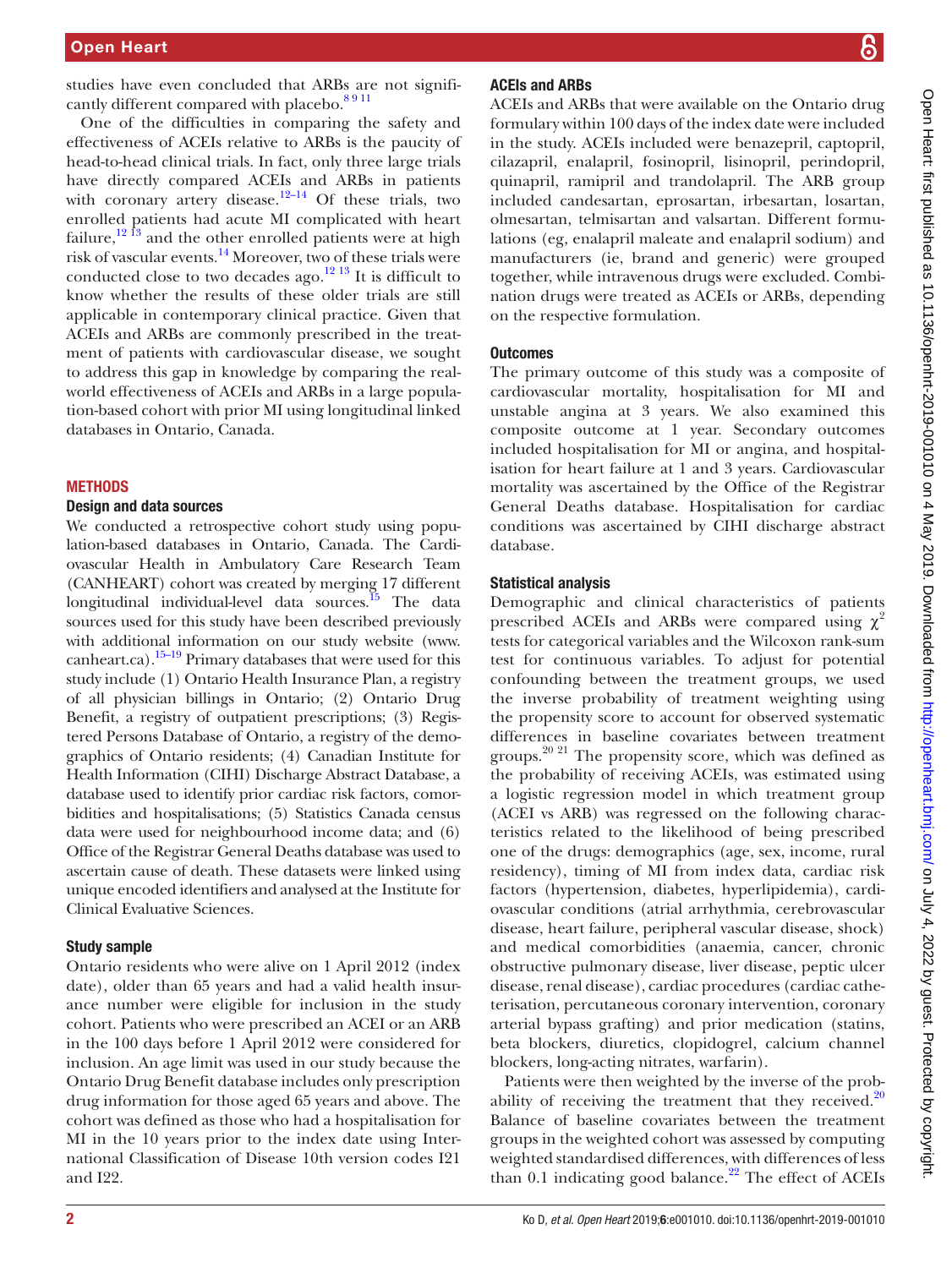studies have even concluded that ARBs are not significantly different compared with placebo.[8 9 11]

One of the difficulties in comparing the safety and effectiveness of ACEIs relative to ARBs is the paucity of head-to-head clinical trials. In fact, only three large trials have directly compared ACEIs and ARBs in patients with coronary artery disease.[12–14] Of these trials, two enrolled patients had acute MI complicated with heart failure,[12 13] and the other enrolled patients were at high risk of vascular events.[14] Moreover, two of these trials were conducted close to two decades ago.[12 13] It is difficult to know whether the results of these older trials are still applicable in contemporary clinical practice. Given that ACEIs and ARBs are commonly prescribed in the treatment of patients with cardiovascular disease, we sought to address this gap in knowledge by comparing the real-world effectiveness of ACEIs and ARBs in a large population-based cohort with prior MI using longitudinal linked databases in Ontario, Canada.

## METHODS

### Design and data sources

We conducted a retrospective cohort study using population-based databases in Ontario, Canada. The Cardiovascular Health in Ambulatory Care Research Team (CANHEART) cohort was created by merging 17 different longitudinal individual-level data sources.[15] The data sources used for this study have been described previously with additional information on our study website (www.canheart.ca).[15–19] Primary databases that were used for this study include (1) Ontario Health Insurance Plan, a registry of all physician billings in Ontario; (2) Ontario Drug Benefit, a registry of outpatient prescriptions; (3) Registered Persons Database of Ontario, a registry of the demographics of Ontario residents; (4) Canadian Institute for Health Information (CIHI) Discharge Abstract Database, a database used to identify prior cardiac risk factors, comorbidities and hospitalisations; (5) Statistics Canada census data were used for neighbourhood income data; and (6) Office of the Registrar General Deaths database was used to ascertain cause of death. These datasets were linked using unique encoded identifiers and analysed at the Institute for Clinical Evaluative Sciences.

### Study sample

Ontario residents who were alive on 1 April 2012 (index date), older than 65 years and had a valid health insurance number were eligible for inclusion in the study cohort. Patients who were prescribed an ACEI or an ARB in the 100 days before 1 April 2012 were considered for inclusion. An age limit was used in our study because the Ontario Drug Benefit database includes only prescription drug information for those aged 65 years and above. The cohort was defined as those who had a hospitalisation for MI in the 10 years prior to the index date using International Classification of Disease 10th version codes I21 and I22.

### ACEIs and ARBs

ACEIs and ARBs that were available on the Ontario drug formulary within 100 days of the index date were included in the study. ACEIs included were benazepril, captopril, cilazapril, enalapril, fosinopril, lisinopril, perindopril, quinapril, ramipril and trandolapril. The ARB group included candesartan, eprosartan, irbesartan, losartan, olmesartan, telmisartan and valsartan. Different formulations (eg, enalapril maleate and enalapril sodium) and manufacturers (ie, brand and generic) were grouped together, while intravenous drugs were excluded. Combination drugs were treated as ACEIs or ARBs, depending on the respective formulation.

### Outcomes

The primary outcome of this study was a composite of cardiovascular mortality, hospitalisation for MI and unstable angina at 3 years. We also examined this composite outcome at 1 year. Secondary outcomes included hospitalisation for MI or angina, and hospitalisation for heart failure at 1 and 3 years. Cardiovascular mortality was ascertained by the Office of the Registrar General Deaths database. Hospitalisation for cardiac conditions was ascertained by CIHI discharge abstract database.

### Statistical analysis

Demographic and clinical characteristics of patients prescribed ACEIs and ARBs were compared using $\chi^2$ tests for categorical variables and the Wilcoxon rank-sum test for continuous variables. To adjust for potential confounding between the treatment groups, we used the inverse probability of treatment weighting using the propensity score to account for observed systematic differences in baseline covariates between treatment groups.[20 21] The propensity score, which was defined as the probability of receiving ACEIs, was estimated using a logistic regression model in which treatment group (ACEI vs ARB) was regressed on the following characteristics related to the likelihood of being prescribed one of the drugs: demographics (age, sex, income, rural residency), timing of MI from index data, cardiac risk factors (hypertension, diabetes, hyperlipidemia), cardiovascular conditions (atrial arrhythmia, cerebrovascular disease, heart failure, peripheral vascular disease, shock) and medical comorbidities (anaemia, cancer, chronic obstructive pulmonary disease, liver disease, peptic ulcer disease, renal disease), cardiac procedures (cardiac catheterisation, percutaneous coronary intervention, coronary arterial bypass grafting) and prior medication (statins, beta blockers, diuretics, clopidogrel, calcium channel blockers, long-acting nitrates, warfarin).

Patients were then weighted by the inverse of the probability of receiving the treatment that they received.[20] Balance of baseline covariates between the treatment groups in the weighted cohort was assessed by computing weighted standardised differences, with differences of less than 0.1 indicating good balance.[22] The effect of ACEIs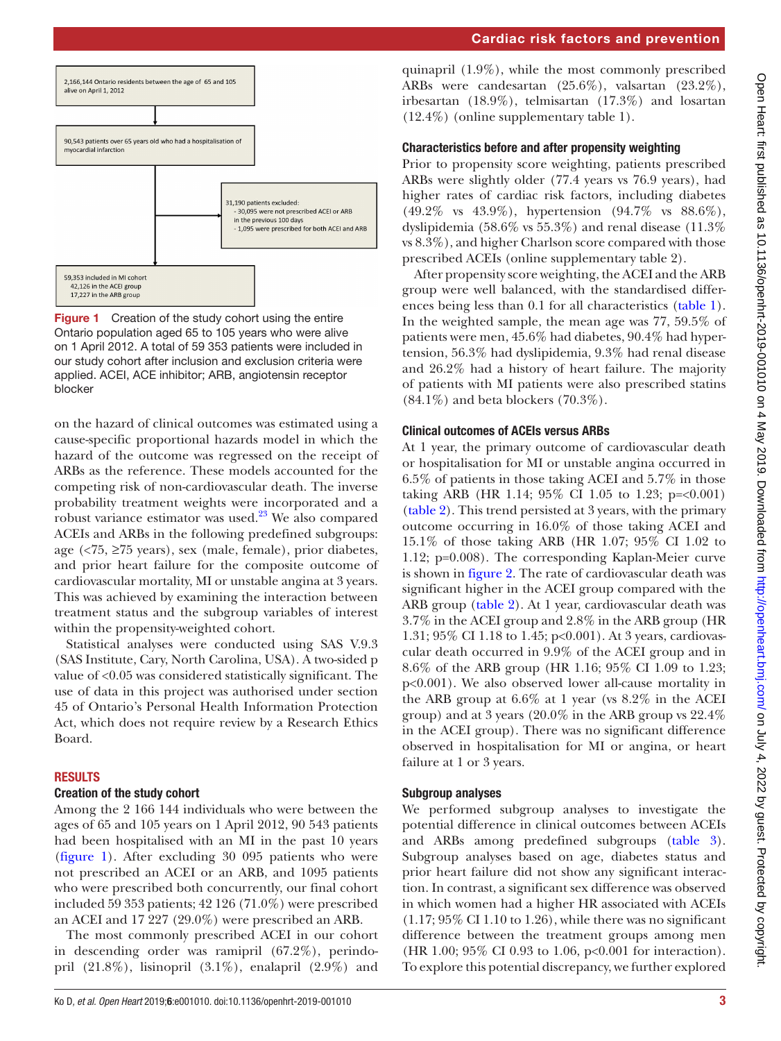2,166,144 Ontario residents between the age of 65 and 105 alive on April 1, 2012

90,543 patients over 65 years old who had a hospitalisation of myocardial infarction

31,190 patients excluded:
- 30,095 were not prescribed ACEI or ARB in the previous 100 days
- 1,095 were prescribed for both ACEI and ARB

59,353 included in MI cohort
42,126 in the ACEI group
17,227 in the ARB group

**Figure 1** Creation of the study cohort using the entire Ontario population aged 65 to 105 years who were alive on 1 April 2012. A total of 59 353 patients were included in our study cohort after inclusion and exclusion criteria were applied. ACEI, ACE inhibitor; ARB, angiotensin receptor blocker

on the hazard of clinical outcomes was estimated using a cause-specific proportional hazards model in which the hazard of the outcome was regressed on the receipt of ARBs as the reference. These models accounted for the competing risk of non-cardiovascular death. The inverse probability treatment weights were incorporated and a robust variance estimator was used.[23] We also compared ACEIs and ARBs in the following predefined subgroups: age (<75, ≥75 years), sex (male, female), prior diabetes, and prior heart failure for the composite outcome of cardiovascular mortality, MI or unstable angina at 3 years. This was achieved by examining the interaction between treatment status and the subgroup variables of interest within the propensity-weighted cohort.

Statistical analyses were conducted using SAS V.9.3 (SAS Institute, Cary, North Carolina, USA). A two-sided p value of <0.05 was considered statistically significant. The use of data in this project was authorised under section 45 of Ontario's Personal Health Information Protection Act, which does not require review by a Research Ethics Board.

## RESULTS

### Creation of the study cohort

Among the 2 166 144 individuals who were between the ages of 65 and 105 years on 1 April 2012, 90 543 patients had been hospitalised with an MI in the past 10 years (figure 1). After excluding 30 095 patients who were not prescribed an ACEI or an ARB, and 1095 patients who were prescribed both concurrently, our final cohort included 59 353 patients; 42 126 (71.0%) were prescribed an ACEI and 17 227 (29.0%) were prescribed an ARB.

The most commonly prescribed ACEI in our cohort in descending order was ramipril (67.2%), perindopril (21.8%), lisinopril (3.1%), enalapril (2.9%) and quinapril (1.9%), while the most commonly prescribed ARBs were candesartan (25.6%), valsartan (23.2%), irbesartan (18.9%), telmisartan (17.3%) and losartan (12.4%) (online supplementary table 1).

### Characteristics before and after propensity weighting

Prior to propensity score weighting, patients prescribed ARBs were slightly older (77.4 years vs 76.9 years), had higher rates of cardiac risk factors, including diabetes (49.2% vs 43.9%), hypertension (94.7% vs 88.6%), dyslipidemia (58.6% vs 55.3%) and renal disease (11.3% vs 8.3%), and higher Charlson score compared with those prescribed ACEIs (online supplementary table 2).

After propensity score weighting, the ACEI and the ARB group were well balanced, with the standardised differences being less than 0.1 for all characteristics (table 1). In the weighted sample, the mean age was 77, 59.5% of patients were men, 45.6% had diabetes, 90.4% had hypertension, 56.3% had dyslipidemia, 9.3% had renal disease and 26.2% had a history of heart failure. The majority of patients with MI patients were also prescribed statins (84.1%) and beta blockers (70.3%).

### Clinical outcomes of ACEIs versus ARBs

At 1 year, the primary outcome of cardiovascular death or hospitalisation for MI or unstable angina occurred in 6.5% of patients in those taking ACEI and 5.7% in those taking ARB (HR 1.14; 95% CI 1.05 to 1.23; p=<0.001) (table 2). This trend persisted at 3 years, with the primary outcome occurring in 16.0% of those taking ACEI and 15.1% of those taking ARB (HR 1.07; 95% CI 1.02 to 1.12; p=0.008). The corresponding Kaplan-Meier curve is shown in figure 2. The rate of cardiovascular death was significant higher in the ACEI group compared with the ARB group (table 2). At 1 year, cardiovascular death was 3.7% in the ACEI group and 2.8% in the ARB group (HR 1.31; 95% CI 1.18 to 1.45; p<0.001). At 3 years, cardiovascular death occurred in 9.9% of the ACEI group and in 8.6% of the ARB group (HR 1.16; 95% CI 1.09 to 1.23; p<0.001). We also observed lower all-cause mortality in the ARB group at 6.6% at 1 year (vs 8.2% in the ACEI group) and at 3 years (20.0% in the ARB group vs 22.4% in the ACEI group). There was no significant difference observed in hospitalisation for MI or angina, or heart failure at 1 or 3 years.

### Subgroup analyses

We performed subgroup analyses to investigate the potential difference in clinical outcomes between ACEIs and ARBs among predefined subgroups (table 3). Subgroup analyses based on age, diabetes status and prior heart failure did not show any significant interaction. In contrast, a significant sex difference was observed in which women had a higher HR associated with ACEIs (1.17; 95% CI 1.10 to 1.26), while there was no significant difference between the treatment groups among men (HR 1.00; 95% CI 0.93 to 1.06, p<0.001 for interaction). To explore this potential discrepancy, we further explored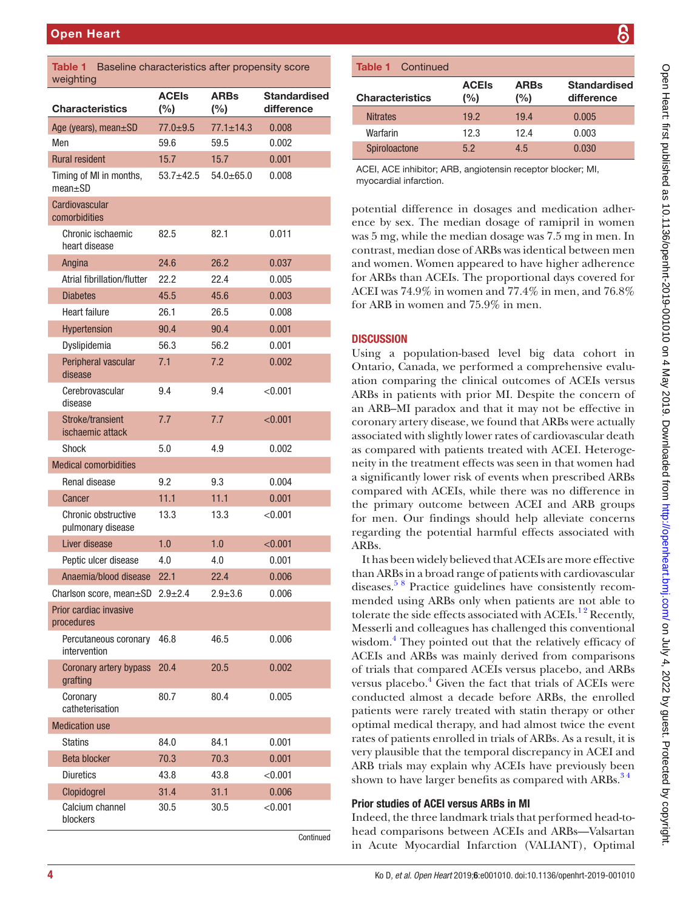**Table 1** Baseline characteristics after propensity score weighting

| Characteristics | ACEIs (%) | ARBs (%) | Standardised difference |
|---|---|---|---|
| Age (years), mean±SD | 77.0±9.5 | 77.1±14.3 | 0.008 |
| Men | 59.6 | 59.5 | 0.002 |
| Rural resident | 15.7 | 15.7 | 0.001 |
| Timing of MI in months, mean±SD | 53.7±42.5 | 54.0±65.0 | 0.008 |
| Cardiovascular comorbidities | | | |
| Chronic ischaemic heart disease | 82.5 | 82.1 | 0.011 |
| Angina | 24.6 | 26.2 | 0.037 |
| Atrial fibrillation/flutter | 22.2 | 22.4 | 0.005 |
| Diabetes | 45.5 | 45.6 | 0.003 |
| Heart failure | 26.1 | 26.5 | 0.008 |
| Hypertension | 90.4 | 90.4 | 0.001 |
| Dyslipidemia | 56.3 | 56.2 | 0.001 |
| Peripheral vascular disease | 7.1 | 7.2 | 0.002 |
| Cerebrovascular disease | 9.4 | 9.4 | <0.001 |
| Stroke/transient ischaemic attack | 7.7 | 7.7 | <0.001 |
| Shock | 5.0 | 4.9 | 0.002 |
| Medical comorbidities | | | |
| Renal disease | 9.2 | 9.3 | 0.004 |
| Cancer | 11.1 | 11.1 | 0.001 |
| Chronic obstructive pulmonary disease | 13.3 | 13.3 | <0.001 |
| Liver disease | 1.0 | 1.0 | <0.001 |
| Peptic ulcer disease | 4.0 | 4.0 | 0.001 |
| Anaemia/blood disease | 22.1 | 22.4 | 0.006 |
| Charlson score, mean±SD | 2.9±2.4 | 2.9±3.6 | 0.006 |
| Prior cardiac invasive procedures | | | |
| Percutaneous coronary intervention | 46.8 | 46.5 | 0.006 |
| Coronary artery bypass grafting | 20.4 | 20.5 | 0.002 |
| Coronary catheterisation | 80.7 | 80.4 | 0.005 |
| Medication use | | | |
| Statins | 84.0 | 84.1 | 0.001 |
| Beta blocker | 70.3 | 70.3 | 0.001 |
| Diuretics | 43.8 | 43.8 | <0.001 |
| Clopidogrel | 31.4 | 31.1 | 0.006 |
| Calcium channel blockers | 30.5 | 30.5 | <0.001 |
| Nitrates | 19.2 | 19.4 | 0.005 |
| Warfarin | 12.3 | 12.4 | 0.003 |
| Spiroloactone | 5.2 | 4.5 | 0.030 |

ACEI, ACE inhibitor; ARB, angiotensin receptor blocker; MI, myocardial infarction.

potential difference in dosages and medication adherence by sex. The median dosage of ramipril in women was 5 mg, while the median dosage was 7.5 mg in men. In contrast, median dose of ARBs was identical between men and women. Women appeared to have higher adherence for ARBs than ACEIs. The proportional days covered for ACEI was 74.9% in women and 77.4% in men, and 76.8% for ARB in women and 75.9% in men.

## DISCUSSION

Using a population-based level big data cohort in Ontario, Canada, we performed a comprehensive evaluation comparing the clinical outcomes of ACEIs versus ARBs in patients with prior MI. Despite the concern of an ARB–MI paradox and that it may not be effective in coronary artery disease, we found that ARBs were actually associated with slightly lower rates of cardiovascular death as compared with patients treated with ACEI. Heterogeneity in the treatment effects was seen in that women had a significantly lower risk of events when prescribed ARBs compared with ACEIs, while there was no difference in the primary outcome between ACEI and ARB groups for men. Our findings should help alleviate concerns regarding the potential harmful effects associated with ARBs.

It has been widely believed that ACEIs are more effective than ARBs in a broad range of patients with cardiovascular diseases.[5 8] Practice guidelines have consistently recommended using ARBs only when patients are not able to tolerate the side effects associated with ACEIs.[1 2] Recently, Messerli and colleagues has challenged this conventional wisdom.[4] They pointed out that the relatively efficacy of ACEIs and ARBs was mainly derived from comparisons of trials that compared ACEIs versus placebo, and ARBs versus placebo.[4] Given the fact that trials of ACEIs were conducted almost a decade before ARBs, the enrolled patients were rarely treated with statin therapy or other optimal medical therapy, and had almost twice the event rates of patients enrolled in trials of ARBs. As a result, it is very plausible that the temporal discrepancy in ACEI and ARB trials may explain why ACEIs have previously been shown to have larger benefits as compared with ARBs.[3 4]

### Prior studies of ACEI versus ARBs in MI

Indeed, the three landmark trials that performed head-to-head comparisons between ACEIs and ARBs—Valsartan in Acute Myocardial Infarction (VALIANT), Optimal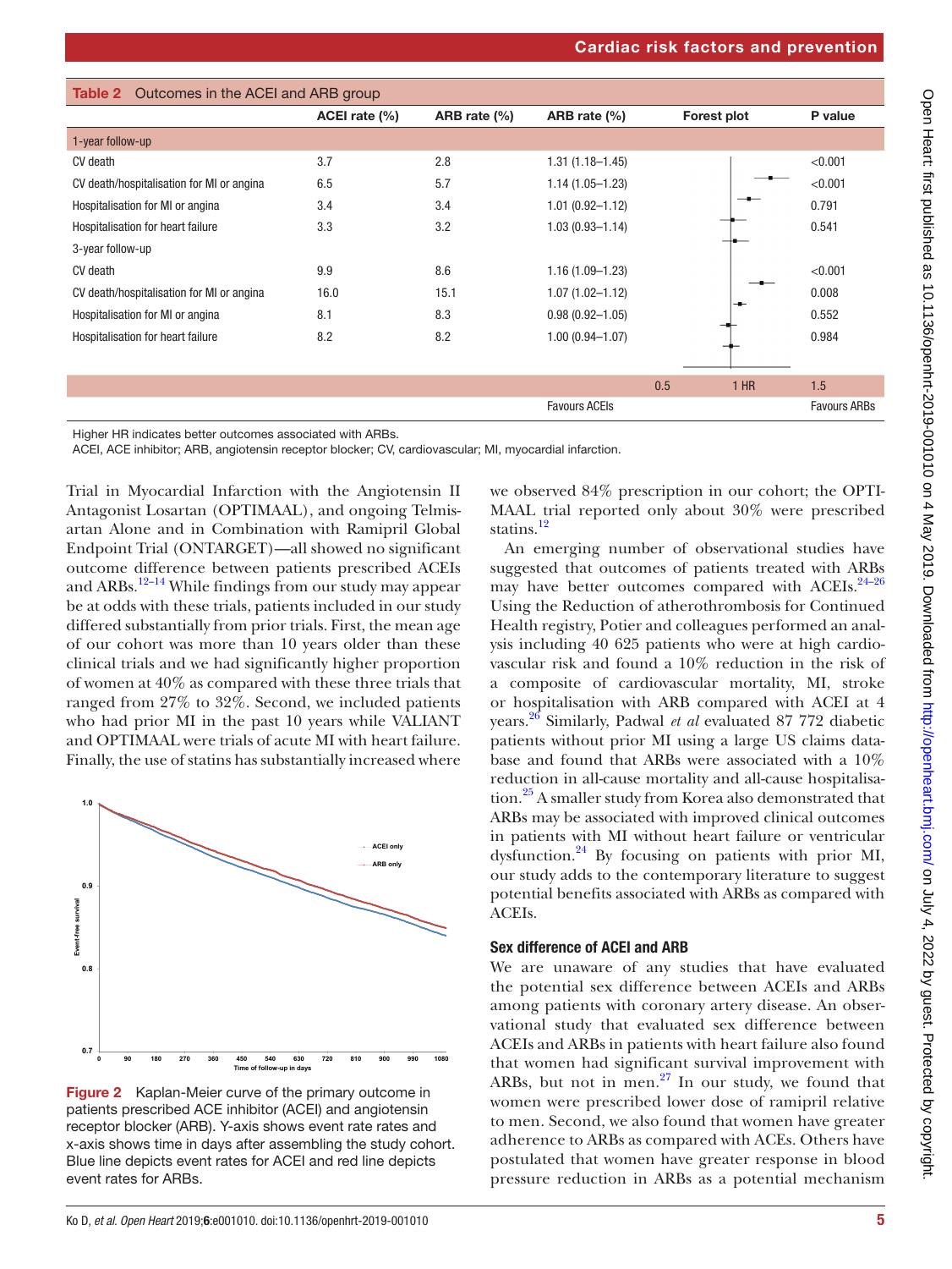**Table 2** Outcomes in the ACEI and ARB group

| | ACEI rate (%) | ARB rate (%) | ARB rate (%) | Forest plot | P value |
|---|---|---|---|---|---|
| 1-year follow-up | | | | | |
| CV death | 3.7 | 2.8 | 1.31 (1.18–1.45) | | <0.001 |
| CV death/hospitalisation for MI or angina | 6.5 | 5.7 | 1.14 (1.05–1.23) | | <0.001 |
| Hospitalisation for MI or angina | 3.4 | 3.4 | 1.01 (0.92–1.12) | | 0.791 |
| Hospitalisation for heart failure | 3.3 | 3.2 | 1.03 (0.93–1.14) | | 0.541 |
| 3-year follow-up | | | | | |
| CV death | 9.9 | 8.6 | 1.16 (1.09–1.23) | | <0.001 |
| CV death/hospitalisation for MI or angina | 16.0 | 15.1 | 1.07 (1.02–1.12) | | 0.008 |
| Hospitalisation for MI or angina | 8.1 | 8.3 | 0.98 (0.92–1.05) | | 0.552 |
| Hospitalisation for heart failure | 8.2 | 8.2 | 1.00 (0.94–1.07) | | 0.984 |
| | | | | 0.5 1 HR | 1.5 |
| | | | Favours ACEIs | | Favours ARBs |

Higher HR indicates better outcomes associated with ARBs.
ACEI, ACE inhibitor; ARB, angiotensin receptor blocker; CV, cardiovascular; MI, myocardial infarction.

Trial in Myocardial Infarction with the Angiotensin II Antagonist Losartan (OPTIMAAL), and ongoing Telmisartan Alone and in Combination with Ramipril Global Endpoint Trial (ONTARGET)—all showed no significant outcome difference between patients prescribed ACEIs and ARBs.[12–14] While findings from our study may appear be at odds with these trials, patients included in our study differed substantially from prior trials. First, the mean age of our cohort was more than 10 years older than these clinical trials and we had significantly higher proportion of women at 40% as compared with these three trials that ranged from 27% to 32%. Second, we included patients who had prior MI in the past 10 years while VALIANT and OPTIMAAL were trials of acute MI with heart failure. Finally, the use of statins has substantially increased where we observed 84% prescription in our cohort; the OPTIMAAL trial reported only about 30% were prescribed statins.[12]

An emerging number of observational studies have suggested that outcomes of patients treated with ARBs may have better outcomes compared with ACEIs.[24–26] Using the Reduction of atherothrombosis for Continued Health registry, Potier and colleagues performed an analysis including 40 625 patients who were at high cardiovascular risk and found a 10% reduction in the risk of a composite of cardiovascular mortality, MI, stroke or hospitalisation with ARB compared with ACEI at 4 years.[26] Similarly, Padwal *et al* evaluated 87 772 diabetic patients without prior MI using a large US claims database and found that ARBs were associated with a 10% reduction in all-cause mortality and all-cause hospitalisation.[25] A smaller study from Korea also demonstrated that ARBs may be associated with improved clinical outcomes in patients with MI without heart failure or ventricular dysfunction.[24] By focusing on patients with prior MI, our study adds to the contemporary literature to suggest potential benefits associated with ARBs as compared with ACEIs.

**Figure 2** Kaplan-Meier curve of the primary outcome in patients prescribed ACE inhibitor (ACEI) and angiotensin receptor blocker (ARB). Y-axis shows event rate rates and x-axis shows time in days after assembling the study cohort. Blue line depicts event rates for ACEI and red line depicts event rates for ARBs.

### Sex difference of ACEI and ARB

We are unaware of any studies that have evaluated the potential sex difference between ACEIs and ARBs among patients with coronary artery disease. An observational study that evaluated sex difference between ACEIs and ARBs in patients with heart failure also found that women had significant survival improvement with ARBs, but not in men.[27] In our study, we found that women were prescribed lower dose of ramipril relative to men. Second, we also found that women have greater adherence to ARBs as compared with ACEs. Others have postulated that women have greater response in blood pressure reduction in ARBs as a potential mechanism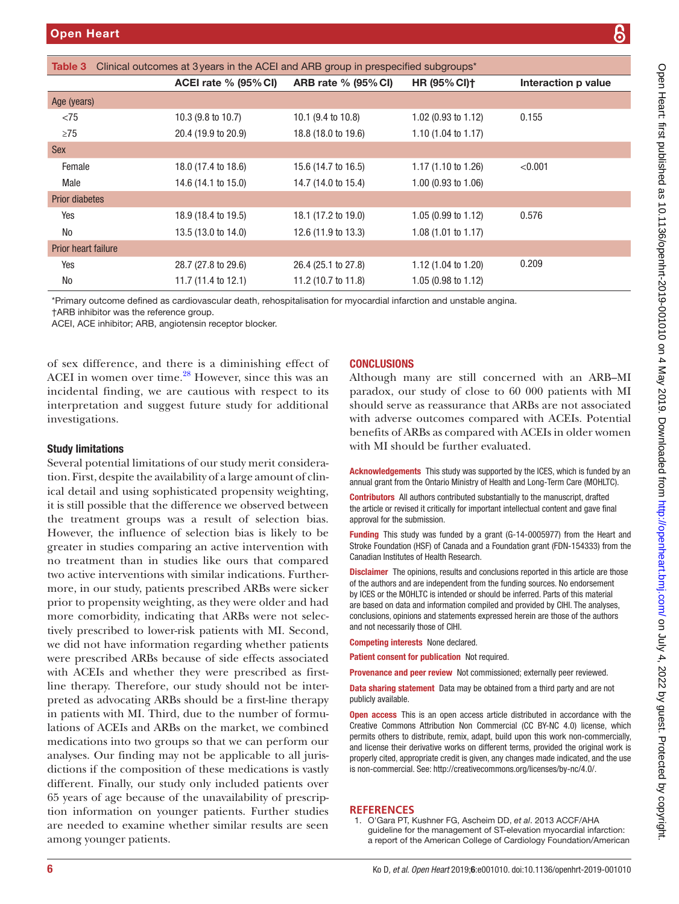**Table 3** Clinical outcomes at 3 years in the ACEI and ARB group in prespecified subgroups*

| | ACEI rate % (95% CI) | ARB rate % (95% CI) | HR (95% CI)† | Interaction p value |
|---|---|---|---|---|
| **Age (years)** | | | | |
| <75 | 10.3 (9.8 to 10.7) | 10.1 (9.4 to 10.8) | 1.02 (0.93 to 1.12) | 0.155 |
| ≥75 | 20.4 (19.9 to 20.9) | 18.8 (18.0 to 19.6) | 1.10 (1.04 to 1.17) | |
| **Sex** | | | | |
| Female | 18.0 (17.4 to 18.6) | 15.6 (14.7 to 16.5) | 1.17 (1.10 to 1.26) | <0.001 |
| Male | 14.6 (14.1 to 15.0) | 14.7 (14.0 to 15.4) | 1.00 (0.93 to 1.06) | |
| **Prior diabetes** | | | | |
| Yes | 18.9 (18.4 to 19.5) | 18.1 (17.2 to 19.0) | 1.05 (0.99 to 1.12) | 0.576 |
| No | 13.5 (13.0 to 14.0) | 12.6 (11.9 to 13.3) | 1.08 (1.01 to 1.17) | |
| **Prior heart failure** | | | | |
| Yes | 28.7 (27.8 to 29.6) | 26.4 (25.1 to 27.8) | 1.12 (1.04 to 1.20) | 0.209 |
| No | 11.7 (11.4 to 12.1) | 11.2 (10.7 to 11.8) | 1.05 (0.98 to 1.12) | |

*Primary outcome defined as cardiovascular death, rehospitalisation for myocardial infarction and unstable angina.
†ARB inhibitor was the reference group.
ACEI, ACE inhibitor; ARB, angiotensin receptor blocker.

of sex difference, and there is a diminishing effect of ACEI in women over time.[28] However, since this was an incidental finding, we are cautious with respect to its interpretation and suggest future study for additional investigations.

### Study limitations

Several potential limitations of our study merit consideration. First, despite the availability of a large amount of clinical detail and using sophisticated propensity weighting, it is still possible that the difference we observed between the treatment groups was a result of selection bias. However, the influence of selection bias is likely to be greater in studies comparing an active intervention with no treatment than in studies like ours that compared two active interventions with similar indications. Furthermore, in our study, patients prescribed ARBs were sicker prior to propensity weighting, as they were older and had more comorbidity, indicating that ARBs were not selectively prescribed to lower-risk patients with MI. Second, we did not have information regarding whether patients were prescribed ARBs because of side effects associated with ACEIs and whether they were prescribed as first-line therapy. Therefore, our study should not be interpreted as advocating ARBs should be a first-line therapy in patients with MI. Third, due to the number of formulations of ACEIs and ARBs on the market, we combined medications into two groups so that we can perform our analyses. Our finding may not be applicable to all jurisdictions if the composition of these medications is vastly different. Finally, our study only included patients over 65 years of age because of the unavailability of prescription information on younger patients. Further studies are needed to examine whether similar results are seen among younger patients.

## CONCLUSIONS

Although many are still concerned with an ARB–MI paradox, our study of close to 60 000 patients with MI should serve as reassurance that ARBs are not associated with adverse outcomes compared with ACEIs. Potential benefits of ARBs as compared with ACEIs in older women with MI should be further evaluated.

**Acknowledgements** This study was supported by the ICES, which is funded by an annual grant from the Ontario Ministry of Health and Long-Term Care (MOHLTC).

**Contributors** All authors contributed substantially to the manuscript, drafted the article or revised it critically for important intellectual content and gave final approval for the submission.

**Funding** This study was funded by a grant (G-14-0005977) from the Heart and Stroke Foundation (HSF) of Canada and a Foundation grant (FDN-154333) from the Canadian Institutes of Health Research.

**Disclaimer** The opinions, results and conclusions reported in this article are those of the authors and are independent from the funding sources. No endorsement by ICES or the MOHLTC is intended or should be inferred. Parts of this material are based on data and information compiled and provided by CIHI. The analyses, conclusions, opinions and statements expressed herein are those of the authors and not necessarily those of CIHI.

**Competing interests** None declared.

**Patient consent for publication** Not required.

**Provenance and peer review** Not commissioned; externally peer reviewed.

**Data sharing statement** Data may be obtained from a third party and are not publicly available.

**Open access** This is an open access article distributed in accordance with the Creative Commons Attribution Non Commercial (CC BY-NC 4.0) license, which permits others to distribute, remix, adapt, build upon this work non-commercially, and license their derivative works on different terms, provided the original work is properly cited, appropriate credit is given, any changes made indicated, and the use is non-commercial. See: http://creativecommons.org/licenses/by-nc/4.0/.

## REFERENCES

1. O'Gara PT, Kushner FG, Ascheim DD, *et al*. 2013 ACCF/AHA guideline for the management of ST-elevation myocardial infarction: a report of the American College of Cardiology Foundation/American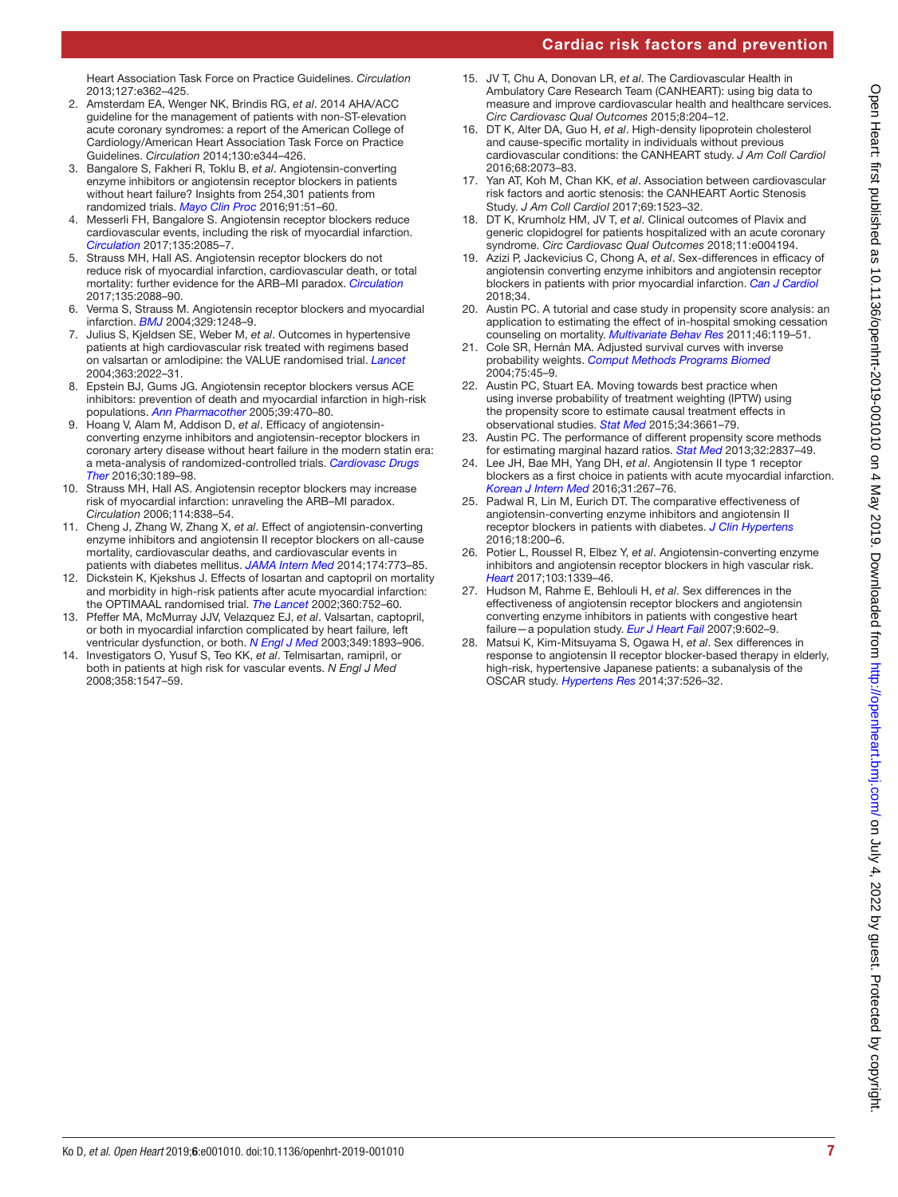Heart Association Task Force on Practice Guidelines. *Circulation* 2013;127:e362–425.

2. Amsterdam EA, Wenger NK, Brindis RG, *et al*. 2014 AHA/ACC guideline for the management of patients with non-ST-elevation acute coronary syndromes: a report of the American College of Cardiology/American Heart Association Task Force on Practice Guidelines. *Circulation* 2014;130:e344–426.
3. Bangalore S, Fakheri R, Toklu B, *et al*. Angiotensin-converting enzyme inhibitors or angiotensin receptor blockers in patients without heart failure? Insights from 254,301 patients from randomized trials. *Mayo Clin Proc* 2016;91:51–60.
4. Messerli FH, Bangalore S. Angiotensin receptor blockers reduce cardiovascular events, including the risk of myocardial infarction. *Circulation* 2017;135:2085–7.
5. Strauss MH, Hall AS. Angiotensin receptor blockers do not reduce risk of myocardial infarction, cardiovascular death, or total mortality: further evidence for the ARB–MI paradox. *Circulation* 2017;135:2088–90.
6. Verma S, Strauss M. Angiotensin receptor blockers and myocardial infarction. *BMJ* 2004;329:1248–9.
7. Julius S, Kjeldsen SE, Weber M, *et al*. Outcomes in hypertensive patients at high cardiovascular risk treated with regimens based on valsartan or amlodipine: the VALUE randomised trial. *Lancet* 2004;363:2022–31.
8. Epstein BJ, Gums JG. Angiotensin receptor blockers versus ACE inhibitors: prevention of death and myocardial infarction in high-risk populations. *Ann Pharmacother* 2005;39:470–80.
9. Hoang V, Alam M, Addison D, *et al*. Efficacy of angiotensin-converting enzyme inhibitors and angiotensin-receptor blockers in coronary artery disease without heart failure in the modern statin era: a meta-analysis of randomized-controlled trials. *Cardiovasc Drugs Ther* 2016;30:189–98.
10. Strauss MH, Hall AS. Angiotensin receptor blockers may increase risk of myocardial infarction: unraveling the ARB–MI paradox. *Circulation* 2006;114:838–54.
11. Cheng J, Zhang W, Zhang X, *et al*. Effect of angiotensin-converting enzyme inhibitors and angiotensin II receptor blockers on all-cause mortality, cardiovascular deaths, and cardiovascular events in patients with diabetes mellitus. *JAMA Intern Med* 2014;174:773–85.
12. Dickstein K, Kjekshus J. Effects of losartan and captopril on mortality and morbidity in high-risk patients after acute myocardial infarction: the OPTIMAAL randomised trial. *The Lancet* 2002;360:752–60.
13. Pfeffer MA, McMurray JJV, Velazquez EJ, *et al*. Valsartan, captopril, or both in myocardial infarction complicated by heart failure, left ventricular dysfunction, or both. *N Engl J Med* 2003;349:1893–906.
14. Investigators O, Yusuf S, Teo KK, *et al*. Telmisartan, ramipril, or both in patients at high risk for vascular events. *N Engl J Med* 2008;358:1547–59.
15. JV T, Chu A, Donovan LR, *et al*. The Cardiovascular Health in Ambulatory Care Research Team (CANHEART): using big data to measure and improve cardiovascular health and healthcare services. *Circ Cardiovasc Qual Outcomes* 2015;8:204–12.
16. DT K, Alter DA, Guo H, *et al*. High-density lipoprotein cholesterol and cause-specific mortality in individuals without previous cardiovascular conditions: the CANHEART study. *J Am Coll Cardiol* 2016;68:2073–83.
17. Yan AT, Koh M, Chan KK, *et al*. Association between cardiovascular risk factors and aortic stenosis: the CANHEART Aortic Stenosis Study. *J Am Coll Cardiol* 2017;69:1523–32.
18. DT K, Krumholz HM, JV T, *et al*. Clinical outcomes of Plavix and generic clopidogrel for patients hospitalized with an acute coronary syndrome. *Circ Cardiovasc Qual Outcomes* 2018;11:e004194.
19. Azizi P, Jackevicius C, Chong A, *et al*. Sex-differences in efficacy of angiotensin converting enzyme inhibitors and angiotensin receptor blockers in patients with prior myocardial infarction. *Can J Cardiol* 2018;34.
20. Austin PC. A tutorial and case study in propensity score analysis: an application to estimating the effect of in-hospital smoking cessation counseling on mortality. *Multivariate Behav Res* 2011;46:119–51.
21. Cole SR, Hernán MA. Adjusted survival curves with inverse probability weights. *Comput Methods Programs Biomed* 2004;75:45–9.
22. Austin PC, Stuart EA. Moving towards best practice when using inverse probability of treatment weighting (IPTW) using the propensity score to estimate causal treatment effects in observational studies. *Stat Med* 2015;34:3661–79.
23. Austin PC. The performance of different propensity score methods for estimating marginal hazard ratios. *Stat Med* 2013;32:2837–49.
24. Lee JH, Bae MH, Yang DH, *et al*. Angiotensin II type 1 receptor blockers as a first choice in patients with acute myocardial infarction. *Korean J Intern Med* 2016;31:267–76.
25. Padwal R, Lin M, Eurich DT. The comparative effectiveness of angiotensin-converting enzyme inhibitors and angiotensin II receptor blockers in patients with diabetes. *J Clin Hypertens* 2016;18:200–6.
26. Potier L, Roussel R, Elbez Y, *et al*. Angiotensin-converting enzyme inhibitors and angiotensin receptor blockers in high vascular risk. *Heart* 2017;103:1339–46.
27. Hudson M, Rahme E, Behlouli H, *et al*. Sex differences in the effectiveness of angiotensin receptor blockers and angiotensin converting enzyme inhibitors in patients with congestive heart failure—a population study. *Eur J Heart Fail* 2007;9:602–9.
28. Matsui K, Kim-Mitsuyama S, Ogawa H, *et al*. Sex differences in response to angiotensin II receptor blocker-based therapy in elderly, high-risk, hypertensive Japanese patients: a subanalysis of the OSCAR study. *Hypertens Res* 2014;37:526–32.